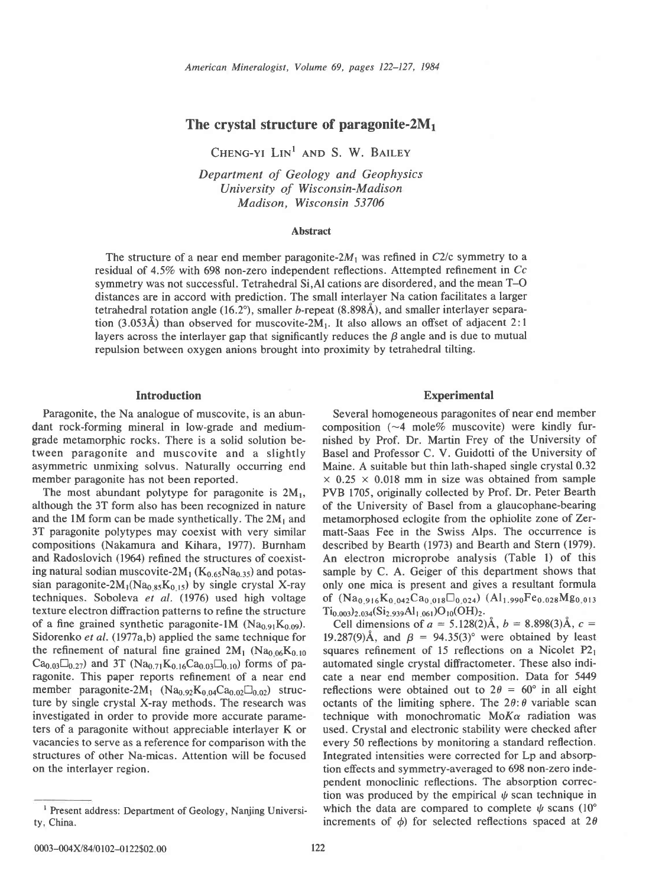# The crystal structure of paragonite-$2M_1$

Cheng-yi Lin[1] and S. W. Bailey

*Department of Geology and Geophysics*
*University of Wisconsin-Madison*
*Madison, Wisconsin 53706*

### Abstract

The structure of a near end member paragonite-$2M_1$ was refined in $C2/c$ symmetry to a residual of 4.5% with 698 non-zero independent reflections. Attempted refinement in $Cc$ symmetry was not successful. Tetrahedral Si,Al cations are disordered, and the mean T–O distances are in accord with prediction. The small interlayer Na cation facilitates a larger tetrahedral rotation angle (16.2°), smaller $b$-repeat (8.898Å), and smaller interlayer separation (3.053Å) than observed for muscovite-$2M_1$. It also allows an offset of adjacent 2:1 layers across the interlayer gap that significantly reduces the $\beta$ angle and is due to mutual repulsion between oxygen anions brought into proximity by tetrahedral tilting.

## Introduction

Paragonite, the Na analogue of muscovite, is an abundant rock-forming mineral in low-grade and medium-grade metamorphic rocks. There is a solid solution between paragonite and muscovite and a slightly asymmetric unmixing solvus. Naturally occurring end member paragonite has not been reported.

The most abundant polytype for paragonite is $2M_1$, although the 3T form also has been recognized in nature and the 1M form can be made synthetically. The $2M_1$ and 3T paragonite polytypes may coexist with very similar compositions (Nakamura and Kihara, 1977). Burnham and Radoslovich (1964) refined the structures of coexisting natural sodian muscovite-$2M_1$ ($K_{0.65}Na_{0.35}$) and potassian paragonite-$2M_1$($Na_{0.85}K_{0.15}$) by single crystal X-ray techniques. Soboleva *et al.* (1976) used high voltage texture electron diffraction patterns to refine the structure of a fine grained synthetic paragonite-1M ($Na_{0.91}K_{0.09}$). Sidorenko *et al.* (1977a,b) applied the same technique for the refinement of natural fine grained $2M_1$ ($Na_{0.06}K_{0.10}Ca_{0.03}\square_{0.27}$) and 3T ($Na_{0.71}K_{0.16}Ca_{0.03}\square_{0.10}$) forms of paragonite. This paper reports refinement of a near end member paragonite-$2M_1$ ($Na_{0.92}K_{0.04}Ca_{0.02}\square_{0.02}$) structure by single crystal X-ray methods. The research was investigated in order to provide more accurate parameters of a paragonite without appreciable interlayer K or vacancies to serve as a reference for comparison with the structures of other Na-micas. Attention will be focused on the interlayer region.

## Experimental

Several homogeneous paragonites of near end member composition (~4 mole% muscovite) were kindly furnished by Prof. Dr. Martin Frey of the University of Basel and Professor C. V. Guidotti of the University of Maine. A suitable but thin lath-shaped single crystal 0.32 × 0.25 × 0.018 mm in size was obtained from sample PVB 1705, originally collected by Prof. Dr. Peter Bearth of the University of Basel from a glaucophane-bearing metamorphosed eclogite from the ophiolite zone of Zermatt-Saas Fee in the Swiss Alps. The occurrence is described by Bearth (1973) and Bearth and Stern (1979). An electron microprobe analysis (Table 1) of this sample by C. A. Geiger of this department shows that only one mica is present and gives a resultant formula of $(Na_{0.916}K_{0.042}Ca_{0.018}\square_{0.024})$ $(Al_{1.990}Fe_{0.028}Mg_{0.013}Ti_{0.003})_{2.034}(Si_{2.939}Al_{1.061})O_{10}(OH)_2$.

Cell dimensions of $a$ = 5.128(2)Å, $b$ = 8.898(3)Å, $c$ = 19.287(9)Å, and $\beta$ = 94.35(3)° were obtained by least squares refinement of 15 reflections on a Nicolet $P2_1$ automated single crystal diffractometer. These also indicate a near end member composition. Data for 5449 reflections were obtained out to $2\theta$ = 60° in all eight octants of the limiting sphere. The $2\theta:\theta$ variable scan technique with monochromatic Mo$K\alpha$ radiation was used. Crystal and electronic stability were checked after every 50 reflections by monitoring a standard reflection. Integrated intensities were corrected for Lp and absorption effects and symmetry-averaged to 698 non-zero independent monoclinic reflections. The absorption correction was produced by the empirical $\psi$ scan technique in which the data are compared to complete $\psi$ scans (10° increments of $\phi$) for selected reflections spaced at $2\theta$

---

[1] Present address: Department of Geology, Nanjing University, China.

0003-004X/84/0102-0122$02.00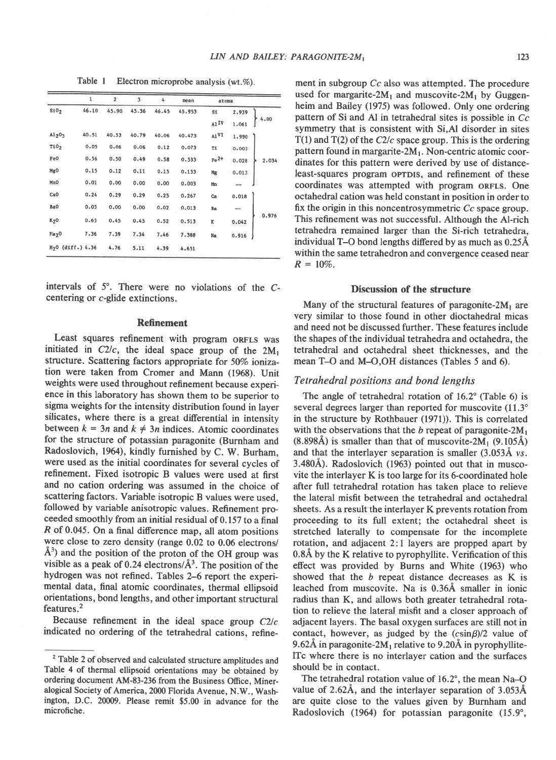Table 1 Electron microprobe analysis (wt.%).

| | 1 | 2 | 3 | 4 | mean | atoms | | |
|---|---|---|---|---|---|---|---|---|
| $SiO_2$ | 46.10 | 45.90 | 45.36 | 46.45 | 45.953 | Si | 2.939 | 4.00 |
| | | | | | | $Al^{IV}$ | 1.061 | |
| $Al_2O_3$ | 40.51 | 40.53 | 40.79 | 40.06 | 40.473 | $Al^{VI}$ | 1.990 | 2.034 |
| $TiO_2$ | 0.05 | 0.06 | 0.06 | 0.12 | 0.073 | Ti | 0.003 | |
| FeO | 0.56 | 0.50 | 0.49 | 0.58 | 0.533 | $Fe^{2+}$ | 0.028 | |
| MgO | 0.15 | 0.12 | 0.11 | 0.15 | 0.133 | Mg | 0.013 | |
| MnO | 0.01 | 0.00 | 0.00 | 0.00 | 0.003 | Mn | -- | |
| CaO | 0.24 | 0.29 | 0.29 | 0.25 | 0.267 | Ca | 0.018 | 0.976 |
| BaO | 0.03 | 0.00 | 0.00 | 0.02 | 0.013 | Ba | -- | |
| $K_2O$ | 0.63 | 0.45 | 0.45 | 0.52 | 0.513 | K | 0.042 | |
| $Na_2O$ | 7.36 | 7.39 | 7.34 | 7.46 | 7.388 | Na | 0.916 | |
| $H_2O$ (diff.) | 4.36 | 4.76 | 5.11 | 4.39 | 4.651 | | | |

intervals of 5°. There were no violations of the *C*-centering or *c*-glide extinctions.

## Refinement

Least squares refinement with program ORFLS was initiated in *C*2/*c*, the ideal space group of the $2M_1$ structure. Scattering factors appropriate for 50% ionization were taken from Cromer and Mann (1968). Unit weights were used throughout refinement because experience in this laboratory has shown them to be superior to sigma weights for the intensity distribution found in layer silicates, where there is a great differential in intensity between $k = 3n$ and $k \neq 3n$ indices. Atomic coordinates for the structure of potassian paragonite (Burnham and Radoslovich, 1964), kindly furnished by C. W. Burham, were used as the initial coordinates for several cycles of refinement. Fixed isotropic B values were used at first and no cation ordering was assumed in the choice of scattering factors. Variable isotropic B values were used, followed by variable anisotropic values. Refinement proceeded smoothly from an initial residual of 0.157 to a final *R* of 0.045. On a final difference map, all atom positions were close to zero density (range 0.02 to 0.06 electrons/Å$^3$) and the position of the proton of the OH group was visible as a peak of 0.24 electrons/Å$^3$. The position of the hydrogen was not refined. Tables 2–6 report the experimental data, final atomic coordinates, thermal ellipsoid orientations, bond lengths, and other important structural features.[2]

Because refinement in the ideal space group *C*2/*c* indicated no ordering of the tetrahedral cations, refinement in subgroup *Cc* also was attempted. The procedure used for margarite-$2M_1$ and muscovite-$2M_1$ by Guggenheim and Bailey (1975) was followed. Only one ordering pattern of Si and Al in tetrahedral sites is possible in *Cc* symmetry that is consistent with Si,Al disorder in sites T(1) and T(2) of the *C*2/*c* space group. This is the ordering pattern found in margarite-$2M_1$. Non-centric atomic coordinates for this pattern were derived by use of distance-least-squares program OPTDIS, and refinement of these coordinates was attempted with program ORFLS. One octahedral cation was held constant in position in order to fix the origin in this noncentrosymmetric *Cc* space group. This refinement was not successful. Although the Al-rich tetrahedra remained larger than the Si-rich tetrahedra, individual T–O bond lengths differed by as much as 0.25Å within the same tetrahedron and convergence ceased near *R* = 10%.

## Discussion of the structure

Many of the structural features of paragonite-$2M_1$ are very similar to those found in other dioctahedral micas and need not be discussed further. These features include the shapes of the individual tetrahedra and octahedra, the tetrahedral and octahedral sheet thicknesses, and the mean T–O and M–O,OH distances (Tables 5 and 6).

### *Tetrahedral positions and bond lengths*

The angle of tetrahedral rotation of 16.2° (Table 6) is several degrees larger than reported for muscovite (11.3° in the structure by Rothbauer (1971)). This is correlated with the observations that the *b* repeat of paragonite-$2M_1$ (8.898Å) is smaller than that of muscovite-$2M_1$ (9.105Å) and that the interlayer separation is smaller (3.053Å *vs.* 3.480Å). Radoslovich (1963) pointed out that in muscovite the interlayer K is too large for its 6-coordinated hole after full tetrahedral rotation has taken place to relieve the lateral misfit between the tetrahedral and octahedral sheets. As a result the interlayer K prevents rotation from proceeding to its full extent; the octahedral sheet is stretched laterally to compensate for the incomplete rotation, and adjacent 2:1 layers are propped apart by 0.8Å by the K relative to pyrophyllite. Verification of this effect was provided by Burns and White (1963) who showed that the *b* repeat distance decreases as K is leached from muscovite. Na is 0.36Å smaller in ionic radius than K, and allows both greater tetrahedral rotation to relieve the lateral misfit and a closer approach of adjacent layers. The basal oxygen surfaces are still not in contact, however, as judged by the ($c\sin\beta$)/2 value of 9.62Å in paragonite-$2M_1$ relative to 9.20Å in pyrophyllite-1Tc where there is no interlayer cation and the surfaces should be in contact.

The tetrahedral rotation value of 16.2°, the mean Na–O value of 2.62Å, and the interlayer separation of 3.053Å are quite close to the values given by Burnham and Radoslovich (1964) for potassian paragonite (15.9°,

[2] Table 2 of observed and calculated structure amplitudes and Table 4 of thermal ellipsoid orientations may be obtained by ordering document AM-83-236 from the Business Office, Mineralogical Society of America, 2000 Florida Avenue, N.W., Washington, D.C. 20009. Please remit $5.00 in advance for the microfiche.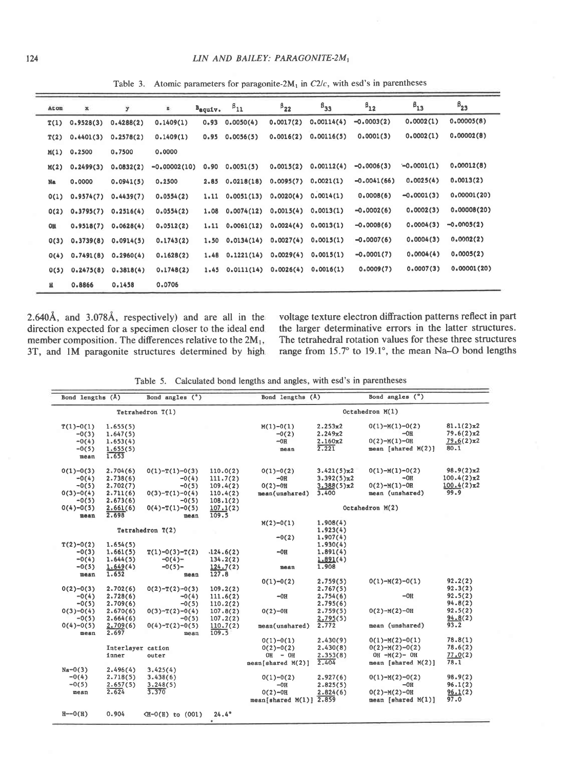Table 3. Atomic parameters for paragonite-2M$_1$ in $C2/c$, with esd's in parentheses

| Atom | x | y | z | B$_{equiv.}$ | $\beta_{11}$ | $\beta_{22}$ | $\beta_{33}$ | $\beta_{12}$ | $\beta_{13}$ | $\beta_{23}$ |
|---|---|---|---|---|---|---|---|---|---|---|
| T(1) | 0.9528(3) | 0.4288(2) | 0.1409(1) | 0.93 | 0.0050(4) | 0.0017(2) | 0.00114(4) | -0.0003(2) | 0.0002(1) | 0.00005(8) |
| T(2) | 0.4401(3) | 0.2578(2) | 0.1409(1) | 0.95 | 0.0056(5) | 0.0016(2) | 0.00116(5) | 0.0001(3) | 0.0002(1) | 0.00002(8) |
| M(1) | 0.2500 | 0.7500 | 0.0000 | | | | | | | |
| M(2) | 0.2499(3) | 0.0832(2) | -0.00002(10) | 0.90 | 0.0051(5) | 0.0015(2) | 0.00112(4) | -0.0006(3) | -0.0001(1) | 0.00012(8) |
| Na | 0.0000 | 0.0941(5) | 0.2500 | 2.85 | 0.0218(18) | 0.0095(7) | 0.0021(1) | -0.0041(66) | 0.0025(4) | 0.0013(2) |
| O(1) | 0.9574(7) | 0.4439(7) | 0.0554(2) | 1.11 | 0.0051(13) | 0.0020(4) | 0.0014(1) | 0.0008(6) | -0.0001(3) | 0.00001(20) |
| O(2) | 0.3795(7) | 0.2516(4) | 0.0554(2) | 1.08 | 0.0074(12) | 0.0015(4) | 0.0013(1) | -0.0002(6) | 0.0002(3) | 0.00008(20) |
| OH | 0.9518(7) | 0.0628(4) | 0.0512(2) | 1.11 | 0.0061(12) | 0.0024(4) | 0.0013(1) | -0.0008(6) | 0.0004(3) | -0.0005(2) |
| O(3) | 0.3739(8) | 0.0914(5) | 0.1743(2) | 1.50 | 0.0134(14) | 0.0027(4) | 0.0015(1) | -0.0007(6) | 0.0004(3) | 0.0002(2) |
| O(4) | 0.7491(8) | 0.2960(4) | 0.1628(2) | 1.48 | 0.1221(14) | 0.0029(4) | 0.0015(1) | -0.0001(7) | 0.0004(4) | 0.0005(2) |
| O(5) | 0.2475(8) | 0.3818(4) | 0.1748(2) | 1.45 | 0.0111(14) | 0.0026(4) | 0.0016(1) | 0.0009(7) | 0.0007(3) | 0.00001(20) |
| H | 0.8866 | 0.1458 | 0.0706 | | | | | | | |

2.640Å, and 3.078Å, respectively) and are all in the direction expected for a specimen closer to the ideal end member composition. The differences relative to the 2M$_1$, 3T, and 1M paragonite structures determined by high voltage texture electron diffraction patterns reflect in part the larger determinative errors in the latter structures. The tetrahedral rotation values for these three structures range from 15.7° to 19.1°, the mean Na–O bond lengths

Table 5. Calculated bond lengths and angles, with esd's in parentheses

| Bond lengths (Å) | | Bond angles (°) | | Bond lengths (Å) | | Bond angles (°) | |
|---|---|---|---|---|---|---|---|
| Tetrahedron T(1) | | | | Octahedron M(1) | | | |
| T(1)-O(1) | 1.655(5) | | | M(1)-O(1) | 2.253x2 | O(1)-M(1)-O(2) | 81.1(2)x2 |
| -O(3) | 1.647(5) | | | -O(2) | 2.249x2 | -OH | 79.6(2)x2 |
| -O(4) | 1.653(4) | | | -OH | 2.160x2 | O(2)-M(1)-OH | 79.6(2)x2 |
| -O(5) | 1.655(5) | | | mean | 2.221 | mean [shared M(2)] | 80.1 |
| mean | 1.653 | | | | | | |
| O(1)-O(3) | 2.704(6) | O(1)-T(1)-O(3) | 110.0(2) | O(1)-O(2) | 3.421(5)x2 | O(1)-M(1)-O(2) | 98.9(2)x2 |
| -O(4) | 2.738(6) | -O(4) | 111.7(2) | -OH | 3.392(5)x2 | -OH | 100.4(2)x2 |
| -O(5) | 2.702(7) | -O(5) | 109.4(2) | O(2)-OH | 3.388(5)x2 | O(2)-M(1)-OH | 100.4(2)x2 |
| O(3)-O(4) | 2.711(6) | O(3)-T(1)-O(4) | 110.4(2) | mean(unshared) | 3.400 | mean (unshared) | 99.9 |
| -O(5) | 2.673(6) | -O(5) | 108.1(2) | | | | |
| O(4)-O(5) | 2.661(6) | O(4)-T(1)-O(5) | 107.1(2) | Octahedron M(2) | | | |
| mean | 2.698 | mean | 109.5 | | | | |
| | | | | M(2)-O(1) | 1.908(4) | | |
| Tetrahedron T(2) | | | | | 1.923(4) | | |
| | | | | -O(2) | 1.907(4) | | |
| T(2)-O(2) | 1.654(5) | | | | 1.930(4) | | |
| -O(3) | 1.661(5) | T(1)-O(3)-T(2) | 124.6(2) | -OH | 1.891(4) | | |
| -O(4) | 1.644(5) | -O(4)- | 134.2(2) | | 1.891(4) | | |
| -O(5) | 1.649(4) | -O(5)- | 124.7(2) | mean | 1.908 | | |
| mean | 1.652 | mean | 127.8 | | | | |
| | | | | O(1)-O(2) | 2.759(5) | O(1)-M(2)-O(1) | 92.2(2) |
| O(2)-O(3) | 2.702(6) | O(2)-T(2)-O(3) | 109.2(2) | | 2.767(5) | | 92.3(2) |
| -O(4) | 2.728(6) | -O(4) | 111.6(2) | -OH | 2.754(6) | -OH | 92.5(2) |
| -O(5) | 2.709(6) | -O(5) | 110.2(2) | | 2.795(6) | | 94.8(2) |
| O(3)-O(4) | 2.670(6) | O(3)-T(2)-O(4) | 107.8(2) | O(2)-OH | 2.759(5) | O(2)-M(2)-OH | 92.5(2) |
| -O(5) | 2.664(6) | -O(5) | 107.2(2) | | 2.795(5) | | 94.8(2) |
| O(4)-O(5) | 2.709(6) | O(4)-T(2)-O(5) | 110.7(2) | mean(unshared) | 2.772 | mean (unshared) | 93.2 |
| mean | 2.697 | mean | 109.5 | | | | |
| | | | | O(1)-O(1) | 2.430(9) | O(1)-M(2)-O(1) | 78.8(1) |
| Interlayer cation | | | | O(2)-O(2) | 2.430(8) | O(2)-M(2)-O(2) | 78.6(2) |
| | inner | outer | | OH - OH | 2.353(8) | OH -M(2)- OH | 77.0(2) |
| | | | | mean[shared M(2)] | 2.404 | mean [shared M(2)] | 78.1 |
| Na-O(3) | 2.496(4) | 3.425(4) | | | | | |
| -O(4) | 2.718(5) | 3.438(6) | | O(1)-O(2) | 2.927(6) | O(1)-M(2)-O(2) | 98.9(2) |
| -O(5) | 2.657(5) | 3.248(5) | | -OH | 2.825(5) | -OH | 96.1(2) |
| mean | 2.624 | 3.370 | | O(2)-OH | 2.824(6) | O(2)-M(2)-OH | 96.1(2) |
| | | | | mean[shared M(1)] | 2.859 | mean [shared M(1)] | 97.0 |
| H--O(H) | 0.904 | <H-O(H) to (001) | 24.4° | | | | |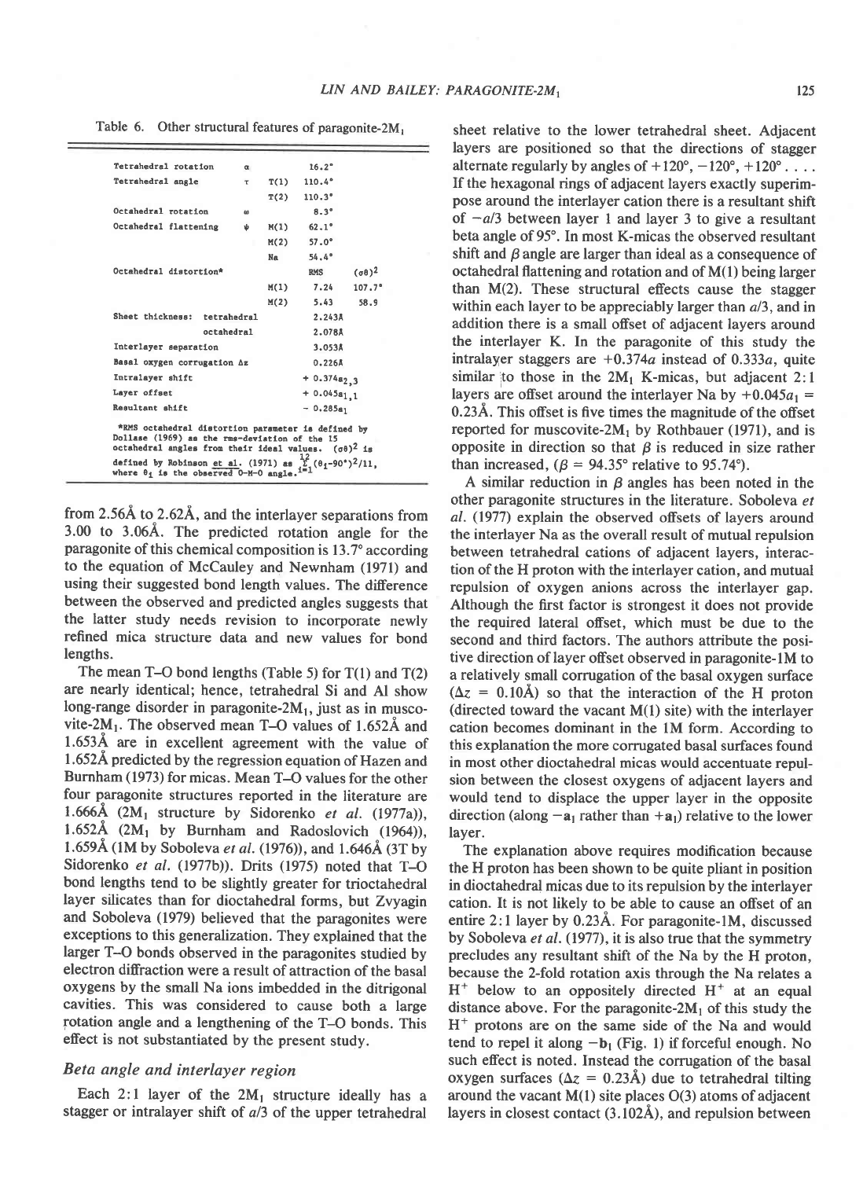Table 6. Other structural features of paragonite-2M$_1$

| | | | | |
|---|---|---|---|---|
| Tetrahedral rotation | $\alpha$ | | 16.2° | |
| Tetrahedral angle | $\tau$ | T(1) | 110.4° | |
| | | T(2) | 110.3° | |
| Octahedral rotation | $\omega$ | | 8.3° | |
| Octahedral flattening | $\psi$ | M(1) | 62.1° | |
| | | M(2) | 57.0° | |
| | | Na | 54.4° | |
| Octahedral distortion* | | | RMS | $(\sigma\theta)^2$ |
| | | M(1) | 7.24 | 107.7° |
| | | M(2) | 5.43 | 58.9 |
| Sheet thickness: tetrahedral | | | 2.243Å | |
| octahedral | | | 2.078Å | |
| Interlayer separation | | | 3.053Å | |
| Basal oxygen corrugation $\Delta z$ | | | 0.226Å | |
| Intralayer shift | | | $+0.374a_{2,3}$ | |
| Layer offset | | | $+0.045a_{1,1}$ | |
| Resultant shift | | | $-0.285a_1$ | |

*RMS octahedral distortion parameter is defined by Dollase (1969) as the rms-deviation of the 15 octahedral angles from their ideal values. $(\sigma\theta)^2$ is defined by Robinson et al. (1971) as $\sum_{i=1}^{12}(\theta_i-90°)^2/11$, where $\theta_i$ is the observed O-M-O angle.

from 2.56Å to 2.62Å, and the interlayer separations from 3.00 to 3.06Å. The predicted rotation angle for the paragonite of this chemical composition is 13.7° according to the equation of McCauley and Newnham (1971) and using their suggested bond length values. The difference between the observed and predicted angles suggests that the latter study needs revision to incorporate newly refined mica structure data and new values for bond lengths.

The mean T–O bond lengths (Table 5) for T(1) and T(2) are nearly identical; hence, tetrahedral Si and Al show long-range disorder in paragonite-2M$_1$, just as in muscovite-2M$_1$. The observed mean T–O values of 1.652Å and 1.653Å are in excellent agreement with the value of 1.652Å predicted by the regression equation of Hazen and Burnham (1973) for micas. Mean T–O values for the other four paragonite structures reported in the literature are 1.666Å (2M$_1$ structure by Sidorenko *et al.* (1977a)), 1.652Å (2M$_1$ by Burnham and Radoslovich (1964)), 1.659Å (1M by Soboleva *et al.* (1976)), and 1.646Å (3T by Sidorenko *et al.* (1977b)). Drits (1975) noted that T–O bond lengths tend to be slightly greater for trioctahedral layer silicates than for dioctahedral forms, but Zvyagin and Soboleva (1979) believed that the paragonites were exceptions to this generalization. They explained that the larger T–O bonds observed in the paragonites studied by electron diffraction were a result of attraction of the basal oxygens by the small Na ions imbedded in the ditrigonal cavities. This was considered to cause both a large rotation angle and a lengthening of the T–O bonds. This effect is not substantiated by the present study.

### Beta angle and interlayer region

Each 2:1 layer of the 2M$_1$ structure ideally has a stagger or intralayer shift of $a/3$ of the upper tetrahedral sheet relative to the lower tetrahedral sheet. Adjacent layers are positioned so that the directions of stagger alternate regularly by angles of +120°, −120°, +120° . . . . If the hexagonal rings of adjacent layers exactly superimpose around the interlayer cation there is a resultant shift of $-a/3$ between layer 1 and layer 3 to give a resultant beta angle of 95°. In most K-micas the observed resultant shift and $\beta$ angle are larger than ideal as a consequence of octahedral flattening and rotation and of M(1) being larger than M(2). These structural effects cause the stagger within each layer to be appreciably larger than $a/3$, and in addition there is a small offset of adjacent layers around the interlayer K. In the paragonite of this study the intralayer staggers are $+0.374a$ instead of $0.333a$, quite similar to those in the 2M$_1$ K-micas, but adjacent 2:1 layers are offset around the interlayer Na by $+0.045a_1$ = 0.23Å. This offset is five times the magnitude of the offset reported for muscovite-2M$_1$ by Rothbauer (1971), and is opposite in direction so that $\beta$ is reduced in size rather than increased, ($\beta$ = 94.35° relative to 95.74°).

A similar reduction in $\beta$ angles has been noted in the other paragonite structures in the literature. Soboleva *et al.* (1977) explain the observed offsets of layers around the interlayer Na as the overall result of mutual repulsion between tetrahedral cations of adjacent layers, interaction of the H proton with the interlayer cation, and mutual repulsion of oxygen anions across the interlayer gap. Although the first factor is strongest it does not provide the required lateral offset, which must be due to the second and third factors. The authors attribute the positive direction of layer offset observed in paragonite-1M to a relatively small corrugation of the basal oxygen surface ($\Delta z$ = 0.10Å) so that the interaction of the H proton (directed toward the vacant M(1) site) with the interlayer cation becomes dominant in the 1M form. According to this explanation the more corrugated basal surfaces found in most other dioctahedral micas would accentuate repulsion between the closest oxygens of adjacent layers and would tend to displace the upper layer in the opposite direction (along $-\mathbf{a}_1$ rather than $+\mathbf{a}_1$) relative to the lower layer.

The explanation above requires modification because the H proton has been shown to be quite pliant in position in dioctahedral micas due to its repulsion by the interlayer cation. It is not likely to be able to cause an offset of an entire 2:1 layer by 0.23Å. For paragonite-1M, discussed by Soboleva *et al.* (1977), it is also true that the symmetry precludes any resultant shift of the Na by the H proton, because the 2-fold rotation axis through the Na relates a $H^+$ below to an oppositely directed $H^+$ at an equal distance above. For the paragonite-2M$_1$ of this study the $H^+$ protons are on the same side of the Na and would tend to repel it along $-\mathbf{b}_1$ (Fig. 1) if forceful enough. No such effect is noted. Instead the corrugation of the basal oxygen surfaces ($\Delta z$ = 0.23Å) due to tetrahedral tilting around the vacant M(1) site places O(3) atoms of adjacent layers in closest contact (3.102Å), and repulsion between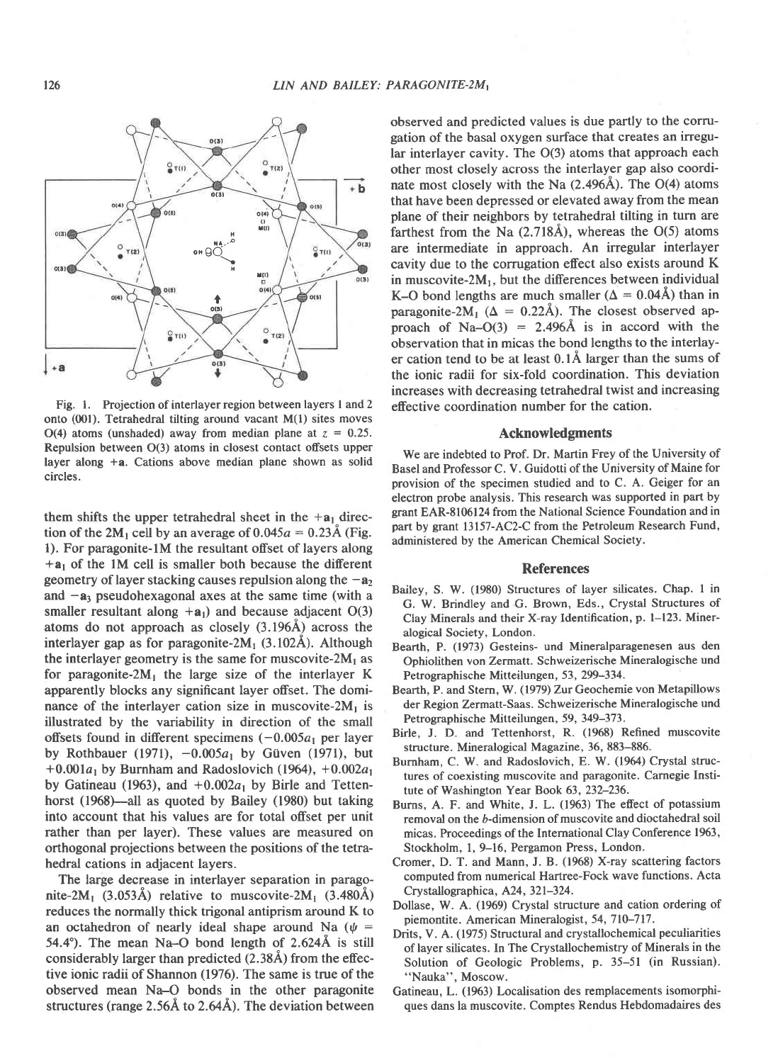Fig. 1. Projection of interlayer region between layers 1 and 2 onto (001). Tetrahedral tilting around vacant M(1) sites moves O(4) atoms (unshaded) away from median plane at $z = 0.25$. Repulsion between O(3) atoms in closest contact offsets upper layer along $+\mathbf{a}$. Cations above median plane shown as solid circles.

them shifts the upper tetrahedral sheet in the $+\mathbf{a}_1$ direction of the $2M_1$ cell by an average of $0.045a = 0.23$Å (Fig. 1). For paragonite-1M the resultant offset of layers along $+\mathbf{a}_1$ of the 1M cell is smaller both because the different geometry of layer stacking causes repulsion along the $-\mathbf{a}_2$ and $-\mathbf{a}_3$ pseudohexagonal axes at the same time (with a smaller resultant along $+\mathbf{a}_1$) and because adjacent O(3) atoms do not approach as closely (3.196Å) across the interlayer gap as for paragonite-$2M_1$ (3.102Å). Although the interlayer geometry is the same for muscovite-$2M_1$ as for paragonite-$2M_1$ the large size of the interlayer K apparently blocks any significant layer offset. The dominance of the interlayer cation size in muscovite-$2M_1$ is illustrated by the variability in direction of the small offsets found in different specimens ($-0.005a_1$ per layer by Rothbauer (1971), $-0.005a_1$ by Güven (1971), but $+0.001a_1$ by Burnham and Radoslovich (1964), $+0.002a_1$ by Gatineau (1963), and $+0.002a_1$ by Birle and Tettenhorst (1968)—all as quoted by Bailey (1980) but taking into account that his values are for total offset per unit rather than per layer). These values are measured on orthogonal projections between the positions of the tetrahedral cations in adjacent layers.

The large decrease in interlayer separation in paragonite-$2M_1$ (3.053Å) relative to muscovite-$2M_1$ (3.480Å) reduces the normally thick trigonal antiprism around K to an octahedron of nearly ideal shape around Na ($\psi = 54.4°$). The mean Na–O bond length of 2.624Å is still considerably larger than predicted (2.38Å) from the effective ionic radii of Shannon (1976). The same is true of the observed mean Na–O bonds in the other paragonite structures (range 2.56Å to 2.64Å). The deviation between observed and predicted values is due partly to the corrugation of the basal oxygen surface that creates an irregular interlayer cavity. The O(3) atoms that approach each other most closely across the interlayer gap also coordinate most closely with the Na (2.496Å). The O(4) atoms that have been depressed or elevated away from the mean plane of their neighbors by tetrahedral tilting in turn are farthest from the Na (2.718Å), whereas the O(5) atoms are intermediate in approach. An irregular interlayer cavity due to the corrugation effect also exists around K in muscovite-$2M_1$, but the differences between individual K–O bond lengths are much smaller ($\Delta = 0.04$Å) than in paragonite-$2M_1$ ($\Delta = 0.22$Å). The closest observed approach of Na–O(3) = 2.496Å is in accord with the observation that in micas the bond lengths to the interlayer cation tend to be at least 0.1Å larger than the sums of the ionic radii for six-fold coordination. This deviation increases with decreasing tetrahedral twist and increasing effective coordination number for the cation.

## Acknowledgments

We are indebted to Prof. Dr. Martin Frey of the University of Basel and Professor C. V. Guidotti of the University of Maine for provision of the specimen studied and to C. A. Geiger for an electron probe analysis. This research was supported in part by grant EAR-8106124 from the National Science Foundation and in part by grant 13157-AC2-C from the Petroleum Research Fund, administered by the American Chemical Society.

## References

Bailey, S. W. (1980) Structures of layer silicates. Chap. 1 in G. W. Brindley and G. Brown, Eds., Crystal Structures of Clay Minerals and their X-ray Identification, p. 1–123. Mineralogical Society, London.

Bearth, P. (1973) Gesteins- und Mineralparagenesen aus den Ophiolithen von Zermatt. Schweizerische Mineralogische und Petrographische Mitteilungen, 53, 299–334.

Bearth, P. and Stern, W. (1979) Zur Geochemie von Metapillows der Region Zermatt-Saas. Schweizerische Mineralogische und Petrographische Mitteilungen, 59, 349–373.

Birle, J. D. and Tettenhorst, R. (1968) Refined muscovite structure. Mineralogical Magazine, 36, 883–886.

Burnham, C. W. and Radoslovich, E. W. (1964) Crystal structures of coexisting muscovite and paragonite. Carnegie Institute of Washington Year Book 63, 232–236.

Burns, A. F. and White, J. L. (1963) The effect of potassium removal on the b-dimension of muscovite and dioctahedral soil micas. Proceedings of the International Clay Conference 1963, Stockholm, 1, 9–16, Pergamon Press, London.

Cromer, D. T. and Mann, J. B. (1968) X-ray scattering factors computed from numerical Hartree-Fock wave functions. Acta Crystallographica, A24, 321–324.

Dollase, W. A. (1969) Crystal structure and cation ordering of piemontite. American Mineralogist, 54, 710–717.

Drits, V. A. (1975) Structural and crystallochemical peculiarities of layer silicates. In The Crystallochemistry of Minerals in the Solution of Geologic Problems, p. 35–51 (in Russian). "Nauka", Moscow.

Gatineau, L. (1963) Localisation des remplacements isomorphiques dans la muscovite. Comptes Rendus Hebdomadaires des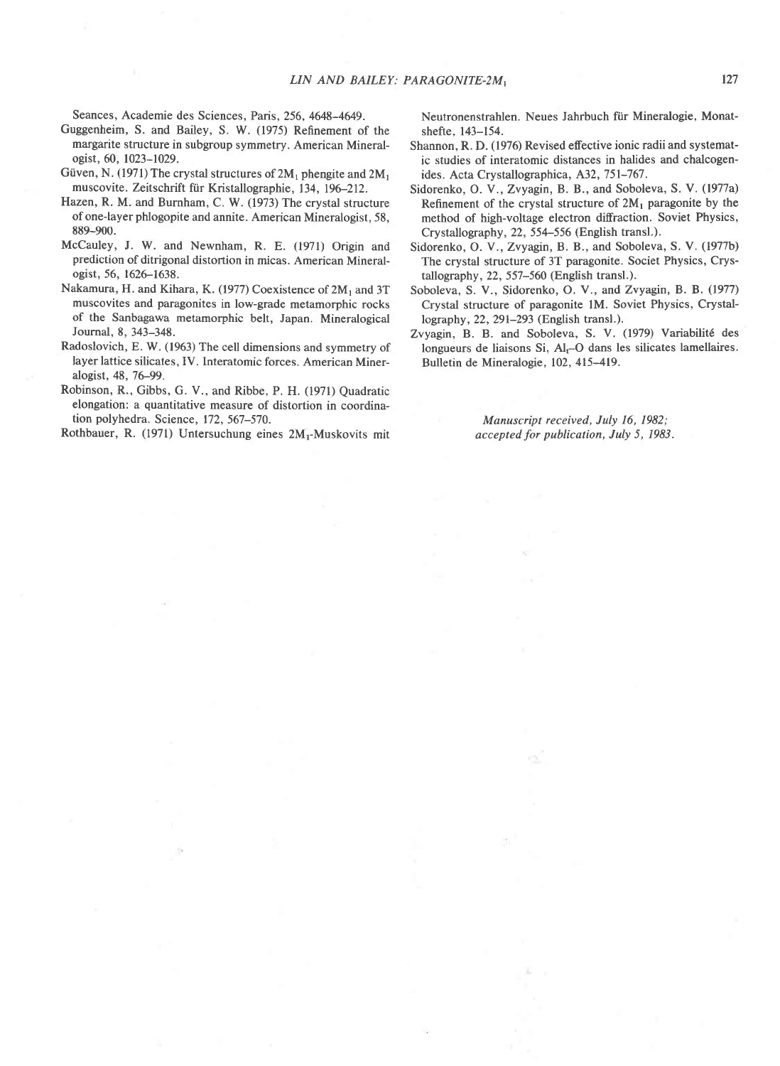Seances, Academie des Sciences, Paris, 256, 4648–4649.

Guggenheim, S. and Bailey, S. W. (1975) Refinement of the margarite structure in subgroup symmetry. American Mineralogist, 60, 1023–1029.

Güven, N. (1971) The crystal structures of $2M_1$ phengite and $2M_1$ muscovite. Zeitschrift für Kristallographie, 134, 196–212.

Hazen, R. M. and Burnham, C. W. (1973) The crystal structure of one-layer phlogopite and annite. American Mineralogist, 58, 889–900.

McCauley, J. W. and Newnham, R. E. (1971) Origin and prediction of ditrigonal distortion in micas. American Mineralogist, 56, 1626–1638.

Nakamura, H. and Kihara, K. (1977) Coexistence of $2M_1$ and 3T muscovites and paragonites in low-grade metamorphic rocks of the Sanbagawa metamorphic belt, Japan. Mineralogical Journal, 8, 343–348.

Radoslovich, E. W. (1963) The cell dimensions and symmetry of layer lattice silicates, IV. Interatomic forces. American Mineralogist, 48, 76–99.

Robinson, R., Gibbs, G. V., and Ribbe, P. H. (1971) Quadratic elongation: a quantitative measure of distortion in coordination polyhedra. Science, 172, 567–570.

Rothbauer, R. (1971) Untersuchung eines $2M_1$-Muskovits mit Neutronenstrahlen. Neues Jahrbuch für Mineralogie, Monatshefte, 143–154.

Shannon, R. D. (1976) Revised effective ionic radii and systematic studies of interatomic distances in halides and chalcogenides. Acta Crystallographica, A32, 751–767.

Sidorenko, O. V., Zvyagin, B. B., and Soboleva, S. V. (1977a) Refinement of the crystal structure of $2M_1$ paragonite by the method of high-voltage electron diffraction. Soviet Physics, Crystallography, 22, 554–556 (English transl.).

Sidorenko, O. V., Zvyagin, B. B., and Soboleva, S. V. (1977b) The crystal structure of 3T paragonite. Societ Physics, Crystallography, 22, 557–560 (English transl.).

Soboleva, S. V., Sidorenko, O. V., and Zvyagin, B. B. (1977) Crystal structure of paragonite 1M. Soviet Physics, Crystallography, 22, 291–293 (English transl.).

Zvyagin, B. B. and Soboleva, S. V. (1979) Variabilité des longueurs de liaisons Si, $Al_t$–O dans les silicates lamellaires. Bulletin de Mineralogie, 102, 415–419.

*Manuscript received, July 16, 1982;*
*accepted for publication, July 5, 1983.*